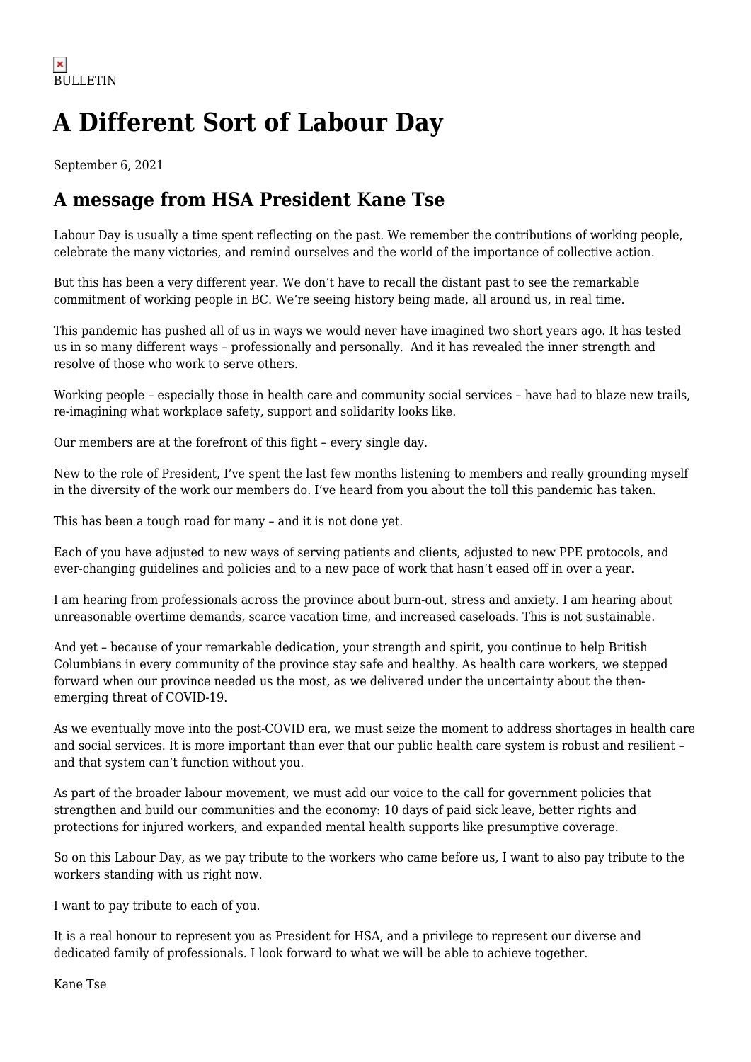BULLETIN

# A Different Sort of Labour Day

September 6, 2021

## A message from HSA President Kane Tse

Labour Day is usually a time spent reflecting on the past. We remember the contributions of working people, celebrate the many victories, and remind ourselves and the world of the importance of collective action.

But this has been a very different year. We don't have to recall the distant past to see the remarkable commitment of working people in BC. We're seeing history being made, all around us, in real time.

This pandemic has pushed all of us in ways we would never have imagined two short years ago. It has tested us in so many different ways – professionally and personally. And it has revealed the inner strength and resolve of those who work to serve others.

Working people – especially those in health care and community social services – have had to blaze new trails, re-imagining what workplace safety, support and solidarity looks like.

Our members are at the forefront of this fight – every single day.

New to the role of President, I've spent the last few months listening to members and really grounding myself in the diversity of the work our members do. I've heard from you about the toll this pandemic has taken.

This has been a tough road for many – and it is not done yet.

Each of you have adjusted to new ways of serving patients and clients, adjusted to new PPE protocols, and ever-changing guidelines and policies and to a new pace of work that hasn't eased off in over a year.

I am hearing from professionals across the province about burn-out, stress and anxiety. I am hearing about unreasonable overtime demands, scarce vacation time, and increased caseloads. This is not sustainable.

And yet – because of your remarkable dedication, your strength and spirit, you continue to help British Columbians in every community of the province stay safe and healthy. As health care workers, we stepped forward when our province needed us the most, as we delivered under the uncertainty about the then-emerging threat of COVID-19.

As we eventually move into the post-COVID era, we must seize the moment to address shortages in health care and social services. It is more important than ever that our public health care system is robust and resilient – and that system can't function without you.

As part of the broader labour movement, we must add our voice to the call for government policies that strengthen and build our communities and the economy: 10 days of paid sick leave, better rights and protections for injured workers, and expanded mental health supports like presumptive coverage.

So on this Labour Day, as we pay tribute to the workers who came before us, I want to also pay tribute to the workers standing with us right now.

I want to pay tribute to each of you.

It is a real honour to represent you as President for HSA, and a privilege to represent our diverse and dedicated family of professionals. I look forward to what we will be able to achieve together.

Kane Tse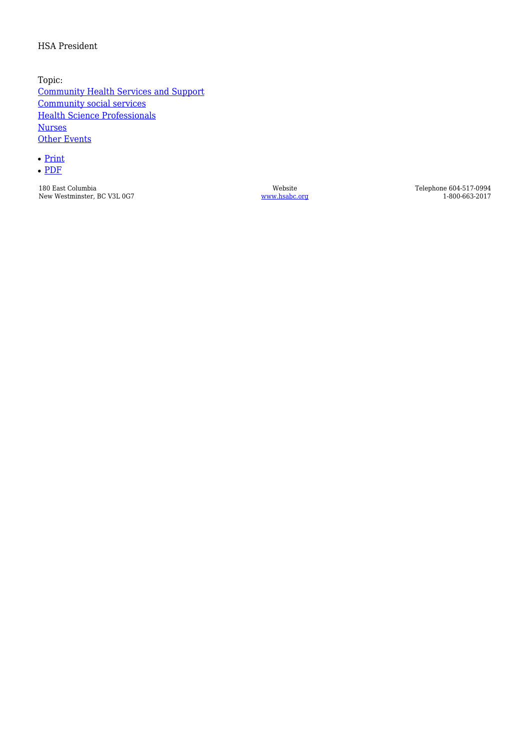HSA President

Topic:
Community Health Services and Support
Community social services
Health Science Professionals
Nurses
Other Events

- Print
- PDF

180 East Columbia
New Westminster, BC V3L 0G7

Website
www.hsabc.org

Telephone 604-517-0994
1-800-663-2017